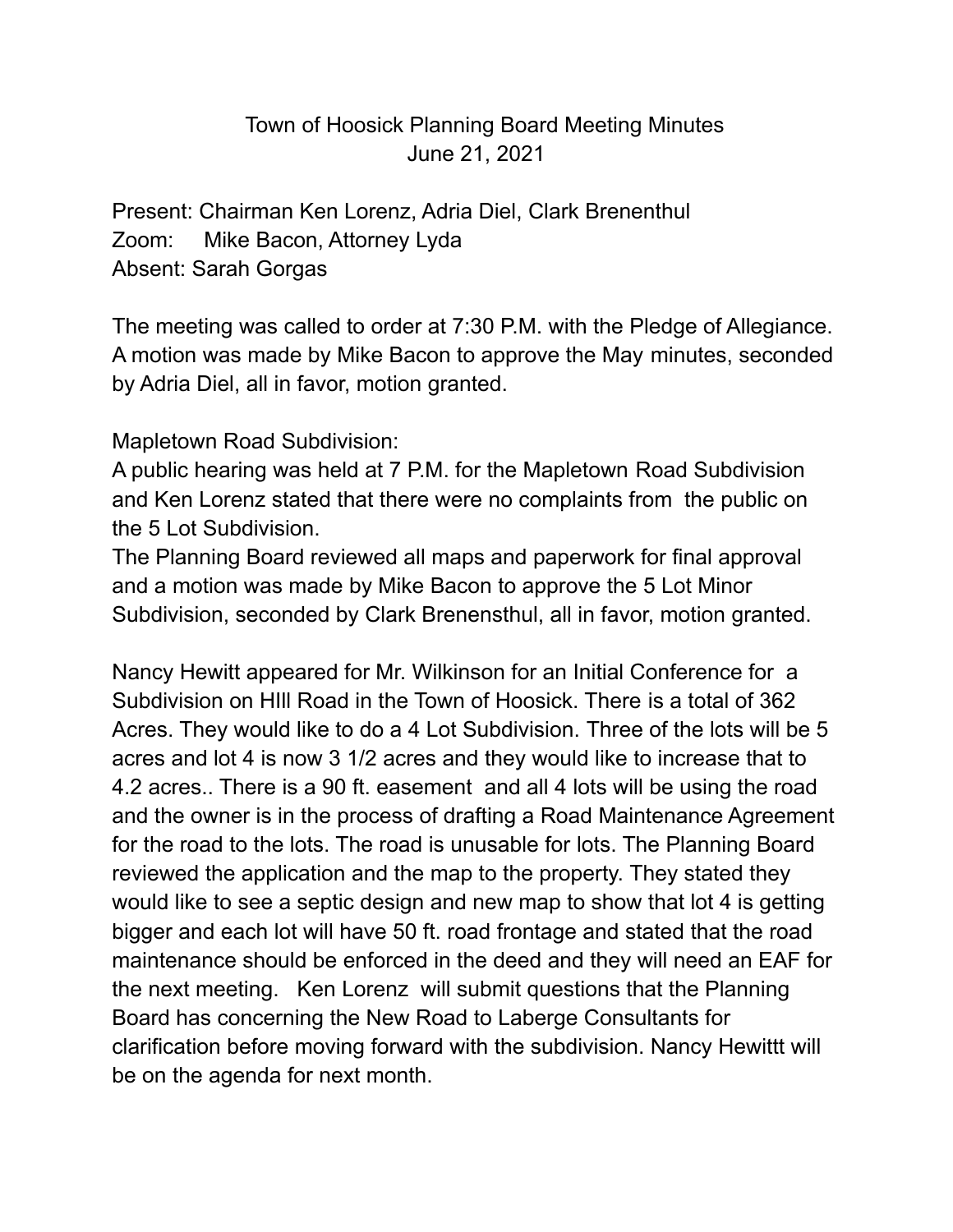# Town of Hoosick Planning Board Meeting Minutes
June 21, 2021

Present: Chairman Ken Lorenz, Adria Diel, Clark Brenenthul
Zoom: Mike Bacon, Attorney Lyda
Absent: Sarah Gorgas

The meeting was called to order at 7:30 P.M. with the Pledge of Allegiance. A motion was made by Mike Bacon to approve the May minutes, seconded by Adria Diel, all in favor, motion granted.

Mapletown Road Subdivision:
A public hearing was held at 7 P.M. for the Mapletown Road Subdivision and Ken Lorenz stated that there were no complaints from the public on the 5 Lot Subdivision.
The Planning Board reviewed all maps and paperwork for final approval and a motion was made by Mike Bacon to approve the 5 Lot Minor Subdivision, seconded by Clark Brenensthul, all in favor, motion granted.

Nancy Hewitt appeared for Mr. Wilkinson for an Initial Conference for a Subdivision on HIll Road in the Town of Hoosick. There is a total of 362 Acres. They would like to do a 4 Lot Subdivision. Three of the lots will be 5 acres and lot 4 is now 3 1/2 acres and they would like to increase that to 4.2 acres.. There is a 90 ft. easement and all 4 lots will be using the road and the owner is in the process of drafting a Road Maintenance Agreement for the road to the lots. The road is unusable for lots. The Planning Board reviewed the application and the map to the property. They stated they would like to see a septic design and new map to show that lot 4 is getting bigger and each lot will have 50 ft. road frontage and stated that the road maintenance should be enforced in the deed and they will need an EAF for the next meeting. Ken Lorenz will submit questions that the Planning Board has concerning the New Road to Laberge Consultants for clarification before moving forward with the subdivision. Nancy Hewittt will be on the agenda for next month.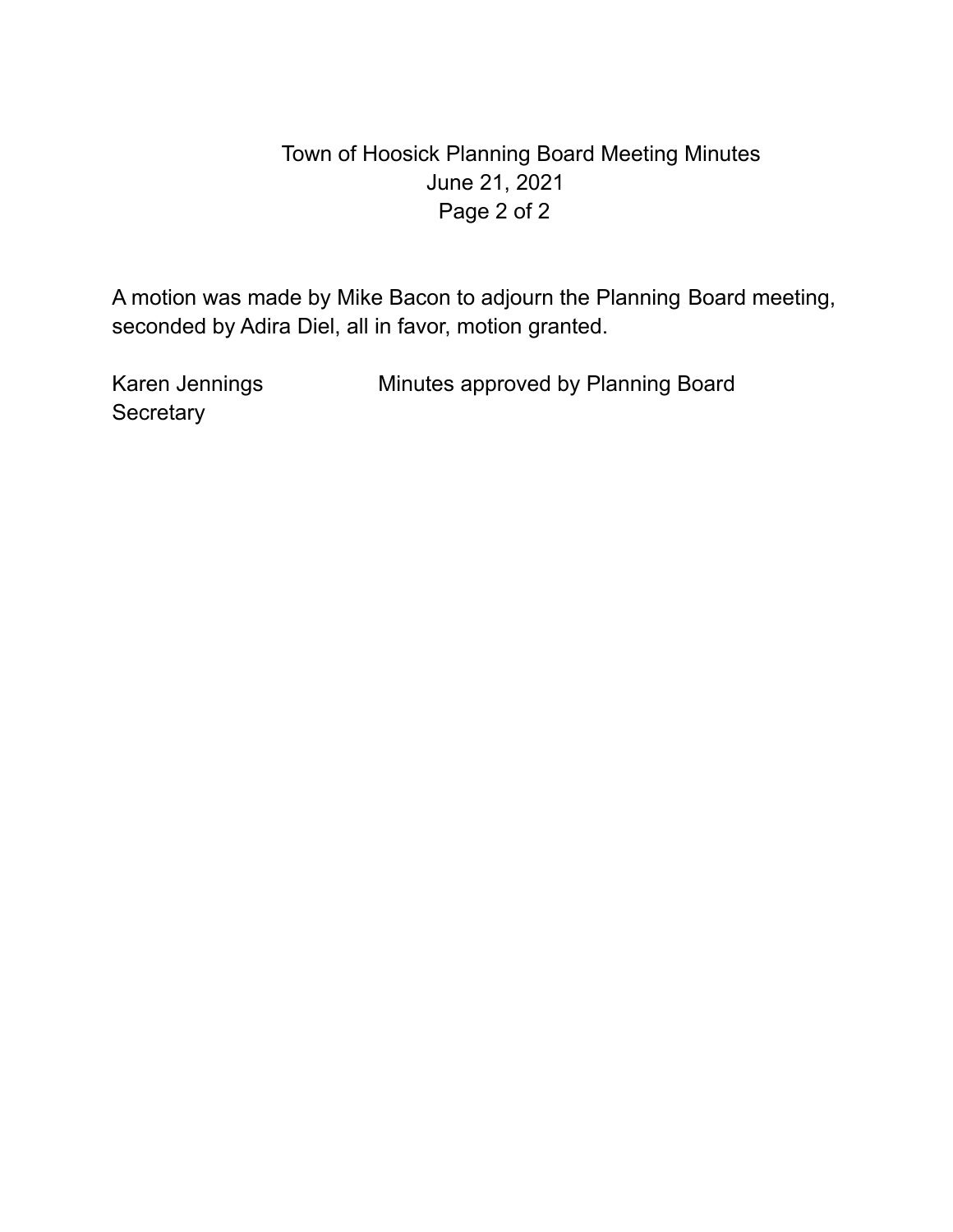A motion was made by Mike Bacon to adjourn the Planning Board meeting, seconded by Adira Diel, all in favor, motion granted.

Karen Jennings                    Minutes approved by Planning Board
Secretary